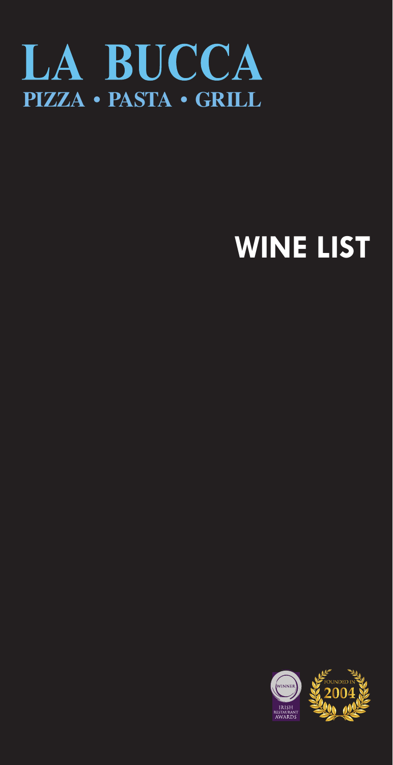# LA BUCCA

## PIZZA • PASTA • GRILL

# WINE LIST

WINNER
IRISH RESTAURANT AWARDS

FOUNDED IN 2004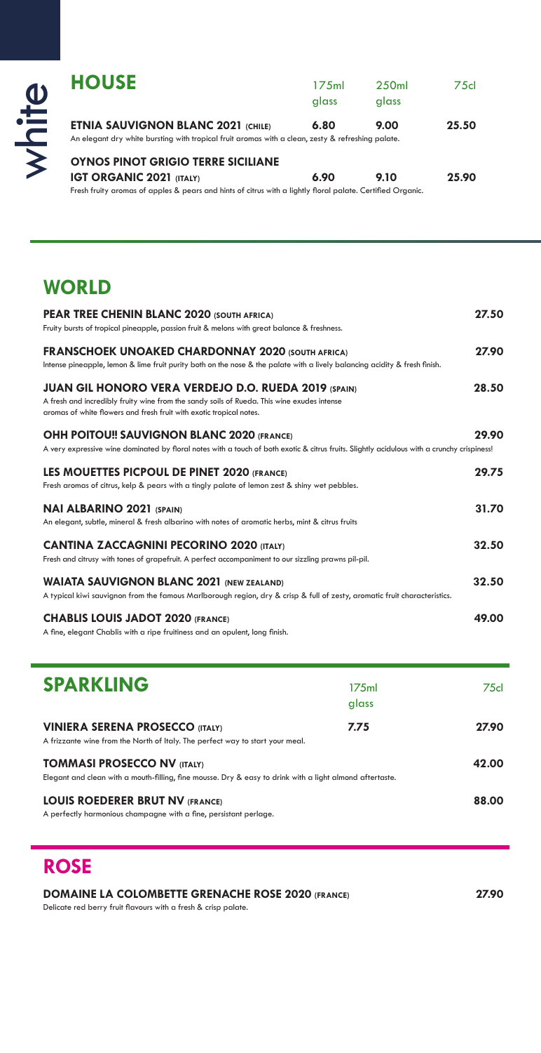white

## HOUSE

| | 175ml glass | 250ml glass | 75cl |
|---|---|---|---|
| **ETNIA SAUVIGNON BLANC 2021** (CHILE)<br>An elegant dry white bursting with tropical fruit aromas with a clean, zesty & refreshing palate. | 6.80 | 9.00 | 25.50 |
| **OYNOS PINOT GRIGIO TERRE SICILIANE IGT ORGANIC 2021** (ITALY)<br>Fresh fruity aromas of apples & pears and hints of citrus with a lightly floral palate. Certified Organic. | 6.90 | 9.10 | 25.90 |

## WORLD

**PEAR TREE CHENIN BLANC 2020** (SOUTH AFRICA) — **27.50**
Fruity bursts of tropical pineapple, passion fruit & melons with great balance & freshness.

**FRANSCHOEK UNOAKED CHARDONNAY 2020** (SOUTH AFRICA) — **27.90**
Intense pineapple, lemon & lime fruit purity both on the nose & the palate with a lively balancing acidity & fresh finish.

**JUAN GIL HONORO VERA VERDEJO D.O. RUEDA 2019** (SPAIN) — **28.50**
A fresh and incredibly fruity wine from the sandy soils of Rueda. This wine exudes intense aromas of white flowers and fresh fruit with exotic tropical notes.

**OHH POITOU!! SAUVIGNON BLANC 2020** (FRANCE) — **29.90**
A very expressive wine dominated by floral notes with a touch of both exotic & citrus fruits. Slightly acidulous with a crunchy crispiness!

**LES MOUETTES PICPOUL DE PINET 2020** (FRANCE) — **29.75**
Fresh aromas of citrus, kelp & pears with a tingly palate of lemon zest & shiny wet pebbles.

**NAI ALBARINO 2021** (SPAIN) — **31.70**
An elegant, subtle, mineral & fresh albarino with notes of aromatic herbs, mint & citrus fruits

**CANTINA ZACCAGNINI PECORINO 2020** (ITALY) — **32.50**
Fresh and citrusy with tones of grapefruit. A perfect accompaniment to our sizzling prawns pil-pil.

**WAIATA SAUVIGNON BLANC 2021** (NEW ZEALAND) — **32.50**
A typical kiwi sauvignon from the famous Marlborough region, dry & crisp & full of zesty, aromatic fruit characteristics.

**CHABLIS LOUIS JADOT 2020** (FRANCE) — **49.00**
A fine, elegant Chablis with a ripe fruitiness and an opulent, long finish.

## SPARKLING

| | 175ml glass | 75cl |
|---|---|---|
| **VINIERA SERENA PROSECCO** (ITALY)<br>A frizzante wine from the North of Italy. The perfect way to start your meal. | 7.75 | 27.90 |
| **TOMMASI PROSECCO NV** (ITALY)<br>Elegant and clean with a mouth-filling, fine mousse. Dry & easy to drink with a light almond aftertaste. | | 42.00 |
| **LOUIS ROEDERER BRUT NV** (FRANCE)<br>A perfectly harmonious champagne with a fine, persistent perlage. | | 88.00 |

## ROSE

**DOMAINE LA COLOMBETTE GRENACHE ROSE 2020** (FRANCE) — **27.90**
Delicate red berry fruit flavours with a fresh & crisp palate.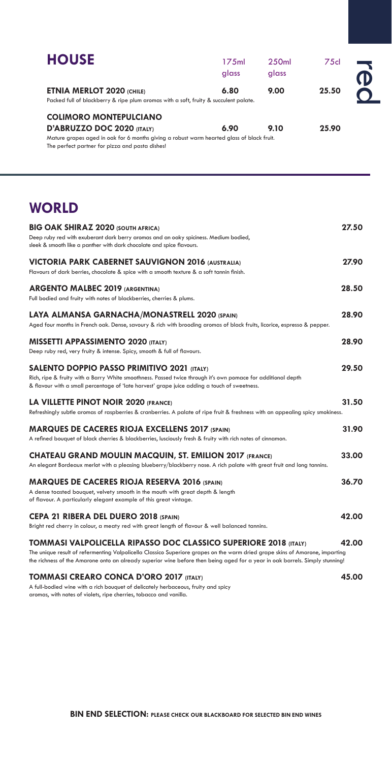red

## HOUSE

| | 175ml glass | 250ml glass | 75cl |
|---|---|---|---|
| **ETNIA MERLOT 2020 (CHILE)**<br>Packed full of blackberry & ripe plum aromas with a soft, fruity & succulent palate. | 6.80 | 9.00 | 25.50 |
| **COLIMORO MONTEPULCIANO D'ABRUZZO DOC 2020 (ITALY)**<br>Mature grapes aged in oak for 6 months giving a robust warm hearted glass of black fruit. The perfect partner for pizza and pasta dishes! | 6.90 | 9.10 | 25.90 |

## WORLD

**BIG OAK SHIRAZ 2020 (SOUTH AFRICA)** — 27.50
Deep ruby red with exuberant dark berry aromas and an oaky spiciness. Medium bodied, sleek & smooth like a panther with dark chocolate and spice flavours.

**VICTORIA PARK CABERNET SAUVIGNON 2016 (AUSTRALIA)** — 27.90
Flavours of dark berries, chocolate & spice with a smooth texture & a soft tannin finish.

**ARGENTO MALBEC 2019 (ARGENTINA)** — 28.50
Full bodied and fruity with notes of blackberries, cherries & plums.

**LAYA ALMANSA GARNACHA/MONASTRELL 2020 (SPAIN)** — 28.90
Aged four months in French oak. Dense, savoury & rich with brooding aromas of black fruits, licorice, espresso & pepper.

**MISSETTI APPASSIMENTO 2020 (ITALY)** — 28.90
Deep ruby red, very fruity & intense. Spicy, smooth & full of flavours.

**SALENTO DOPPIO PASSO PRIMITIVO 2021 (ITALY)** — 29.50
Rich, ripe & fruity with a Barry White smoothness. Passed twice through it's own pomace for additional depth & flavour with a small percentage of 'late harvest' grape juice adding a touch of sweetness.

**LA VILLETTE PINOT NOIR 2020 (FRANCE)** — 31.50
Refreshingly subtle aromas of raspberries & cranberries. A palate of ripe fruit & freshness with an appealing spicy smokiness.

**MARQUES DE CACERES RIOJA EXCELLENS 2017 (SPAIN)** — 31.90
A refined bouquet of black cherries & blackberries, lusciously fresh & fruity with rich notes of cinnamon.

**CHATEAU GRAND MOULIN MACQUIN, ST. EMILION 2017 (FRANCE)** — 33.00
An elegant Bordeaux merlot with a pleasing blueberry/blackberry nose. A rich palate with great fruit and long tannins.

**MARQUES DE CACERES RIOJA RESERVA 2016 (SPAIN)** — 36.70
A dense toasted bouquet, velvety smooth in the mouth with great depth & length of flavour. A particularly elegant example of this great vintage.

**CEPA 21 RIBERA DEL DUERO 2018 (SPAIN)** — 42.00
Bright red cherry in colour, a meaty red with great length of flavour & well balanced tannins.

**TOMMASI VALPOLICELLA RIPASSO DOC CLASSICO SUPERIORE 2018 (ITALY)** — 42.00
The unique result of refermenting Valpolicella Classico Superiore grapes on the warm dried grape skins of Amarone, imparting the richness of the Amarone onto an already superior wine before then being aged for a year in oak barrels. Simply stunning!

**TOMMASI CREARO CONCA D'ORO 2017 (ITALY)** — 45.00
A full-bodied wine with a rich bouquet of delicately herbaceous, fruity and spicy aromas, with notes of violets, ripe cherries, tobacco and vanilla.

**BIN END SELECTION:** PLEASE CHECK OUR BLACKBOARD FOR SELECTED BIN END WINES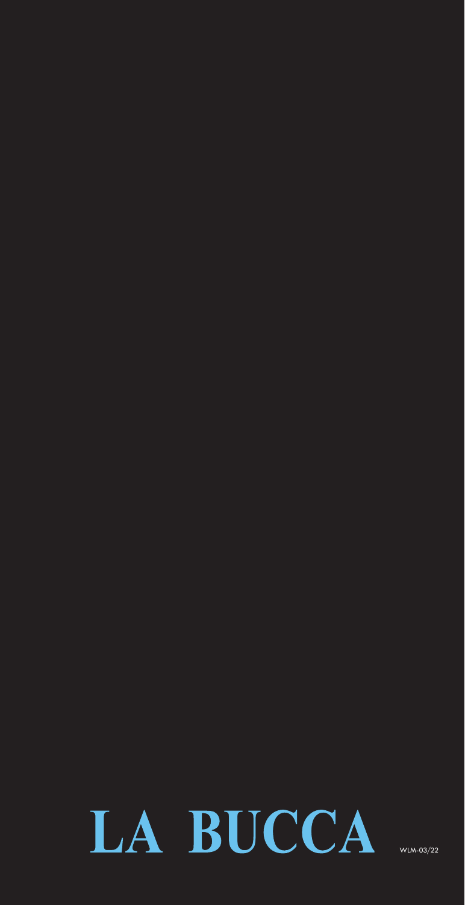# LA BUCCA

WLM-03/22